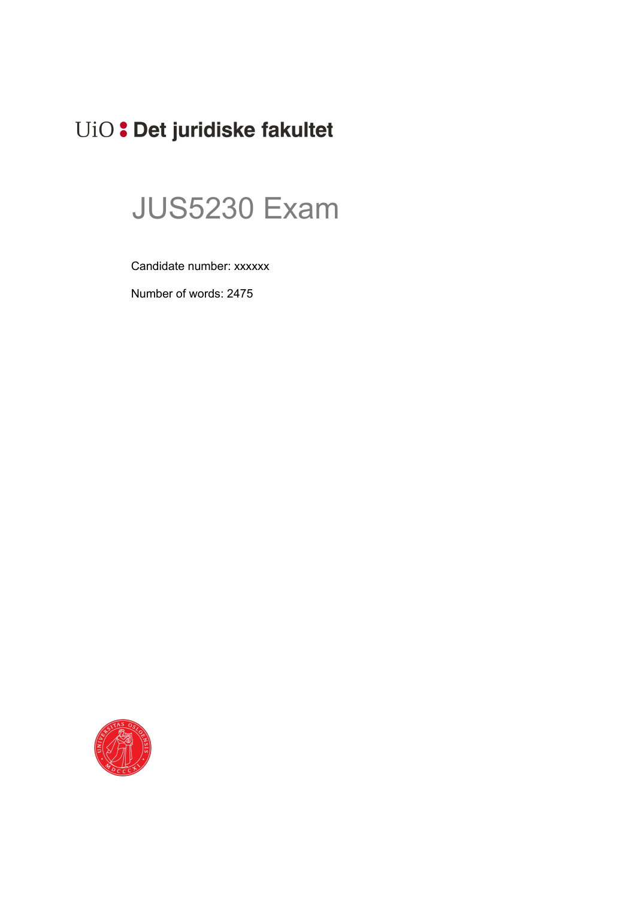UiO : Det juridiske fakultet

# JUS5230 Exam

Candidate number: xxxxxx

Number of words: 2475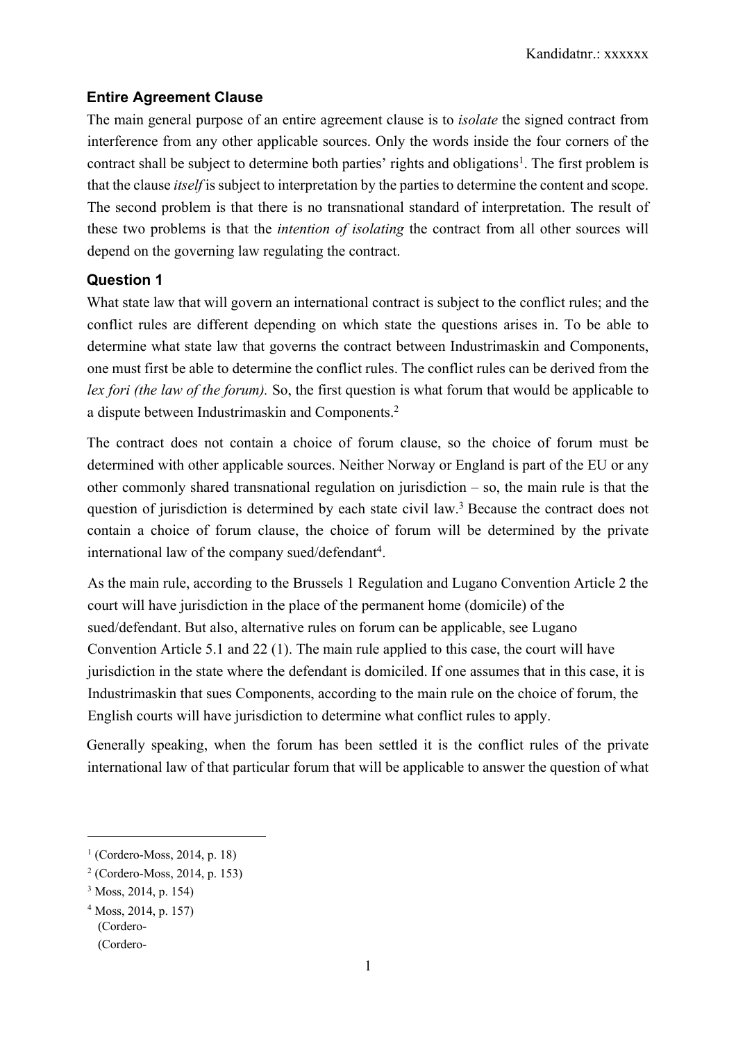### Entire Agreement Clause

The main general purpose of an entire agreement clause is to *isolate* the signed contract from interference from any other applicable sources. Only the words inside the four corners of the contract shall be subject to determine both parties' rights and obligations[1]. The first problem is that the clause *itself* is subject to interpretation by the parties to determine the content and scope. The second problem is that there is no transnational standard of interpretation. The result of these two problems is that the *intention of isolating* the contract from all other sources will depend on the governing law regulating the contract.

### Question 1

What state law that will govern an international contract is subject to the conflict rules; and the conflict rules are different depending on which state the questions arises in. To be able to determine what state law that governs the contract between Industrimaskin and Components, one must first be able to determine the conflict rules. The conflict rules can be derived from the *lex fori (the law of the forum).* So, the first question is what forum that would be applicable to a dispute between Industrimaskin and Components.[2]

The contract does not contain a choice of forum clause, so the choice of forum must be determined with other applicable sources. Neither Norway or England is part of the EU or any other commonly shared transnational regulation on jurisdiction – so, the main rule is that the question of jurisdiction is determined by each state civil law.[3] Because the contract does not contain a choice of forum clause, the choice of forum will be determined by the private international law of the company sued/defendant[4].

As the main rule, according to the Brussels 1 Regulation and Lugano Convention Article 2 the court will have jurisdiction in the place of the permanent home (domicile) of the sued/defendant. But also, alternative rules on forum can be applicable, see Lugano Convention Article 5.1 and 22 (1). The main rule applied to this case, the court will have jurisdiction in the state where the defendant is domiciled. If one assumes that in this case, it is Industrimaskin that sues Components, according to the main rule on the choice of forum, the English courts will have jurisdiction to determine what conflict rules to apply.

Generally speaking, when the forum has been settled it is the conflict rules of the private international law of that particular forum that will be applicable to answer the question of what

---

[1] (Cordero-Moss, 2014, p. 18)

[2] (Cordero-Moss, 2014, p. 153)

[3] Moss, 2014, p. 154)

[4] Moss, 2014, p. 157)
(Cordero-
(Cordero-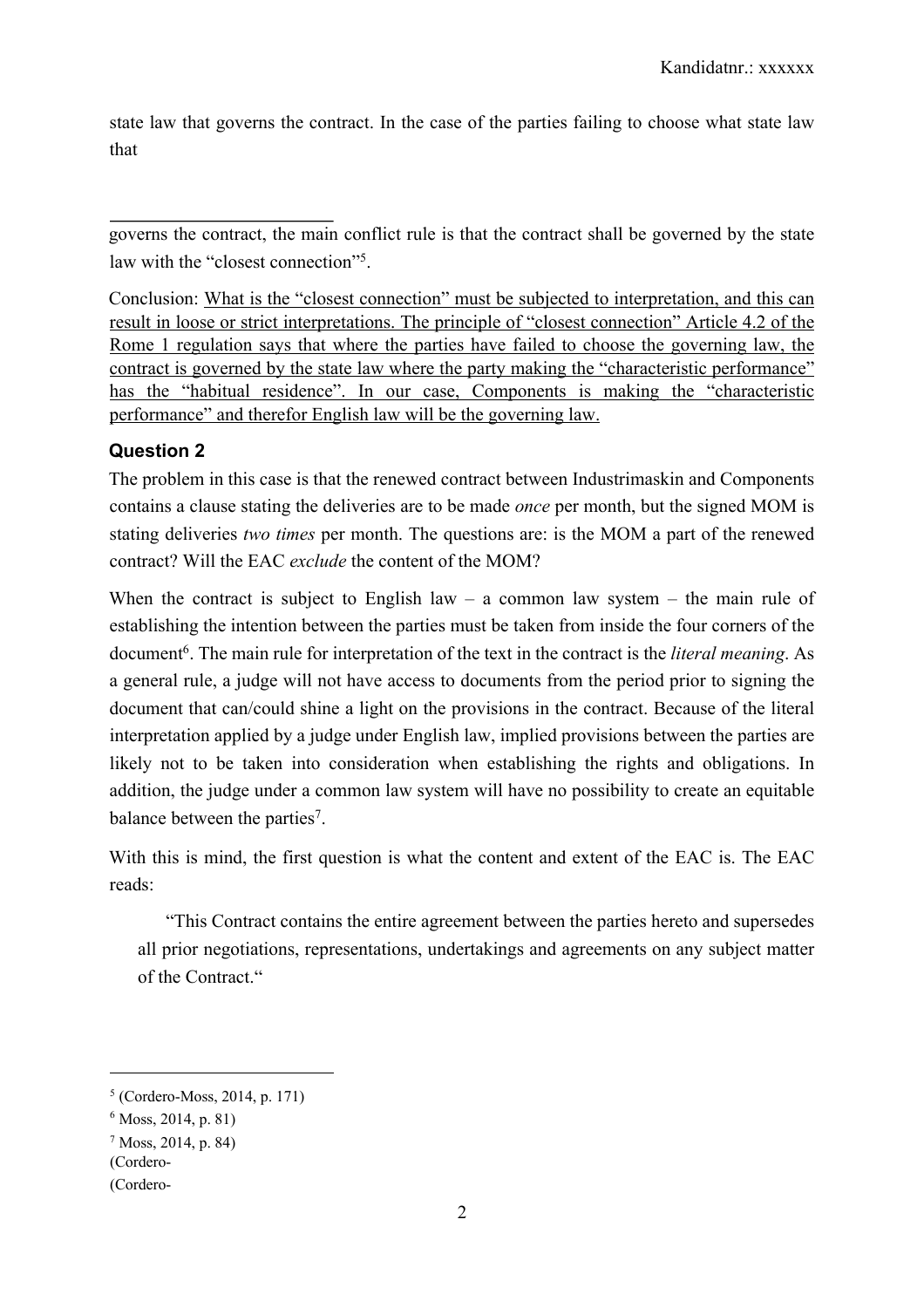state law that governs the contract. In the case of the parties failing to choose what state law that

governs the contract, the main conflict rule is that the contract shall be governed by the state law with the "closest connection"[5].

Conclusion: <u>What is the "closest connection" must be subjected to interpretation, and this can result in loose or strict interpretations. The principle of "closest connection" Article 4.2 of the Rome 1 regulation says that where the parties have failed to choose the governing law, the contract is governed by the state law where the party making the "characteristic performance" has the "habitual residence". In our case, Components is making the "characteristic performance" and therefor English law will be the governing law.</u>

### Question 2

The problem in this case is that the renewed contract between Industrimaskin and Components contains a clause stating the deliveries are to be made *once* per month, but the signed MOM is stating deliveries *two times* per month. The questions are: is the MOM a part of the renewed contract? Will the EAC *exclude* the content of the MOM?

When the contract is subject to English law – a common law system – the main rule of establishing the intention between the parties must be taken from inside the four corners of the document[6]. The main rule for interpretation of the text in the contract is the *literal meaning*. As a general rule, a judge will not have access to documents from the period prior to signing the document that can/could shine a light on the provisions in the contract. Because of the literal interpretation applied by a judge under English law, implied provisions between the parties are likely not to be taken into consideration when establishing the rights and obligations. In addition, the judge under a common law system will have no possibility to create an equitable balance between the parties[7].

With this is mind, the first question is what the content and extent of the EAC is. The EAC reads:

> "This Contract contains the entire agreement between the parties hereto and supersedes all prior negotiations, representations, undertakings and agreements on any subject matter of the Contract."

---

[5] (Cordero-Moss, 2014, p. 171)

[6] Moss, 2014, p. 81)

[7] Moss, 2014, p. 84)

(Cordero-

(Cordero-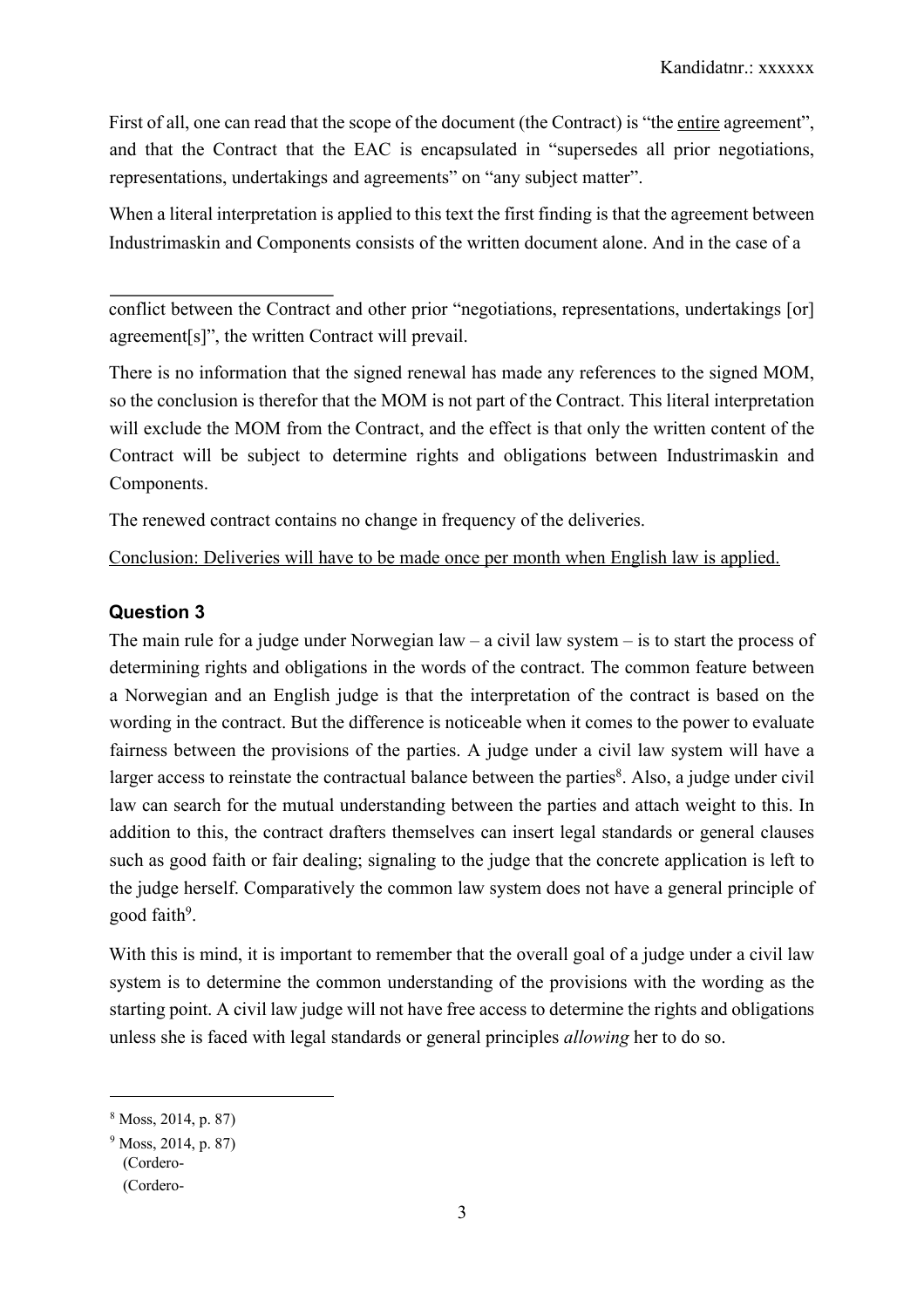First of all, one can read that the scope of the document (the Contract) is "the entire agreement", and that the Contract that the EAC is encapsulated in "supersedes all prior negotiations, representations, undertakings and agreements" on "any subject matter".

When a literal interpretation is applied to this text the first finding is that the agreement between Industrimaskin and Components consists of the written document alone. And in the case of a conflict between the Contract and other prior "negotiations, representations, undertakings [or] agreement[s]", the written Contract will prevail.

There is no information that the signed renewal has made any references to the signed MOM, so the conclusion is therefor that the MOM is not part of the Contract. This literal interpretation will exclude the MOM from the Contract, and the effect is that only the written content of the Contract will be subject to determine rights and obligations between Industrimaskin and Components.

The renewed contract contains no change in frequency of the deliveries.

Conclusion: Deliveries will have to be made once per month when English law is applied.

### Question 3

The main rule for a judge under Norwegian law – a civil law system – is to start the process of determining rights and obligations in the words of the contract. The common feature between a Norwegian and an English judge is that the interpretation of the contract is based on the wording in the contract. But the difference is noticeable when it comes to the power to evaluate fairness between the provisions of the parties. A judge under a civil law system will have a larger access to reinstate the contractual balance between the parties[8]. Also, a judge under civil law can search for the mutual understanding between the parties and attach weight to this. In addition to this, the contract drafters themselves can insert legal standards or general clauses such as good faith or fair dealing; signaling to the judge that the concrete application is left to the judge herself. Comparatively the common law system does not have a general principle of good faith[9].

With this is mind, it is important to remember that the overall goal of a judge under a civil law system is to determine the common understanding of the provisions with the wording as the starting point. A civil law judge will not have free access to determine the rights and obligations unless she is faced with legal standards or general principles *allowing* her to do so.

[8] Moss, 2014, p. 87)

[9] Moss, 2014, p. 87)
(Cordero-
(Cordero-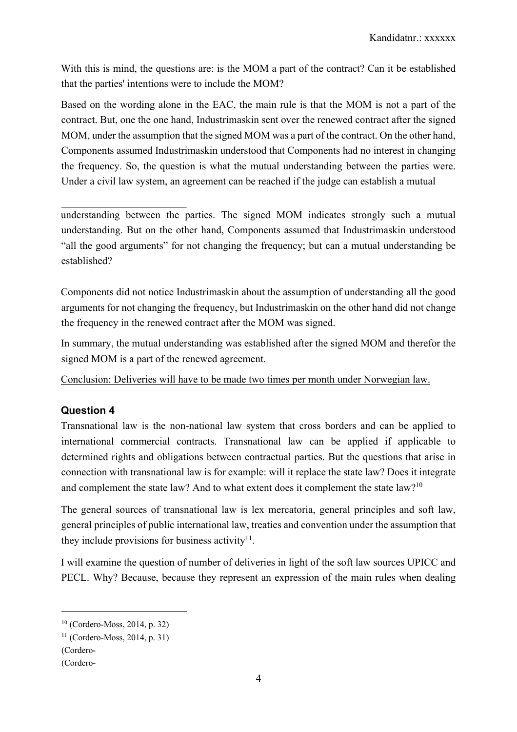With this is mind, the questions are: is the MOM a part of the contract? Can it be established that the parties' intentions were to include the MOM?

Based on the wording alone in the EAC, the main rule is that the MOM is not a part of the contract. But, one the one hand, Industrimaskin sent over the renewed contract after the signed MOM, under the assumption that the signed MOM was a part of the contract. On the other hand, Components assumed Industrimaskin understood that Components had no interest in changing the frequency. So, the question is what the mutual understanding between the parties were. Under a civil law system, an agreement can be reached if the judge can establish a mutual

understanding between the parties. The signed MOM indicates strongly such a mutual understanding. But on the other hand, Components assumed that Industrimaskin understood "all the good arguments" for not changing the frequency; but can a mutual understanding be established?

Components did not notice Industrimaskin about the assumption of understanding all the good arguments for not changing the frequency, but Industrimaskin on the other hand did not change the frequency in the renewed contract after the MOM was signed.

In summary, the mutual understanding was established after the signed MOM and therefor the signed MOM is a part of the renewed agreement.

Conclusion: Deliveries will have to be made two times per month under Norwegian law.

### Question 4

Transnational law is the non-national law system that cross borders and can be applied to international commercial contracts. Transnational law can be applied if applicable to determined rights and obligations between contractual parties. But the questions that arise in connection with transnational law is for example: will it replace the state law? Does it integrate and complement the state law? And to what extent does it complement the state law?[10]

The general sources of transnational law is lex mercatoria, general principles and soft law, general principles of public international law, treaties and convention under the assumption that they include provisions for business activity[11].

I will examine the question of number of deliveries in light of the soft law sources UPICC and PECL. Why? Because, because they represent an expression of the main rules when dealing

---

[10] (Cordero-Moss, 2014, p. 32)

[11] (Cordero-Moss, 2014, p. 31)

(Cordero-

(Cordero-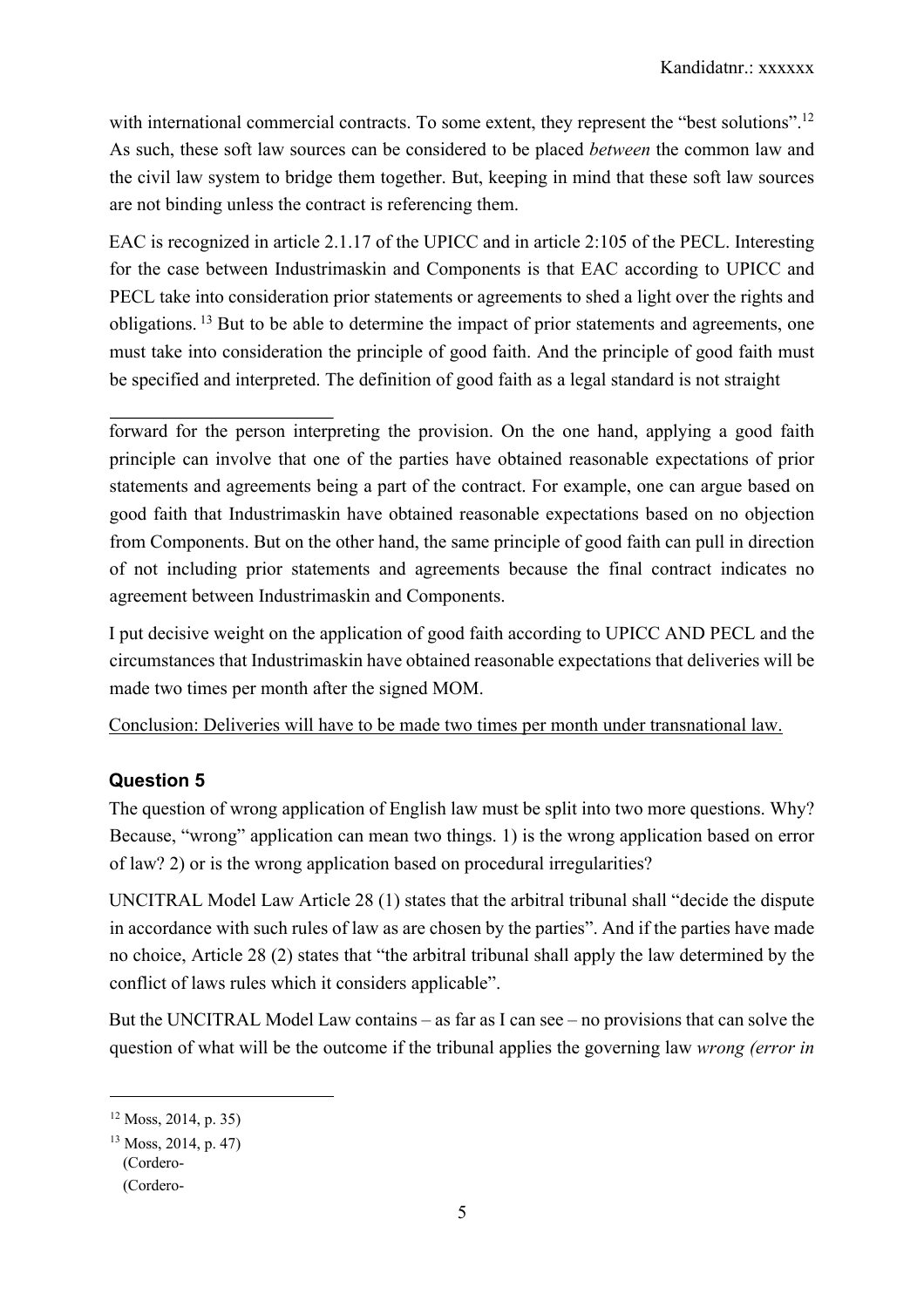with international commercial contracts. To some extent, they represent the "best solutions".[12] As such, these soft law sources can be considered to be placed *between* the common law and the civil law system to bridge them together. But, keeping in mind that these soft law sources are not binding unless the contract is referencing them.

EAC is recognized in article 2.1.17 of the UPICC and in article 2:105 of the PECL. Interesting for the case between Industrimaskin and Components is that EAC according to UPICC and PECL take into consideration prior statements or agreements to shed a light over the rights and obligations.[13] But to be able to determine the impact of prior statements and agreements, one must take into consideration the principle of good faith. And the principle of good faith must be specified and interpreted. The definition of good faith as a legal standard is not straight forward for the person interpreting the provision. On the one hand, applying a good faith principle can involve that one of the parties have obtained reasonable expectations of prior statements and agreements being a part of the contract. For example, one can argue based on good faith that Industrimaskin have obtained reasonable expectations based on no objection from Components. But on the other hand, the same principle of good faith can pull in direction of not including prior statements and agreements because the final contract indicates no agreement between Industrimaskin and Components.

I put decisive weight on the application of good faith according to UPICC AND PECL and the circumstances that Industrimaskin have obtained reasonable expectations that deliveries will be made two times per month after the signed MOM.

<u>Conclusion: Deliveries will have to be made two times per month under transnational law.</u>

### Question 5

The question of wrong application of English law must be split into two more questions. Why? Because, "wrong" application can mean two things. 1) is the wrong application based on error of law? 2) or is the wrong application based on procedural irregularities?

UNCITRAL Model Law Article 28 (1) states that the arbitral tribunal shall "decide the dispute in accordance with such rules of law as are chosen by the parties". And if the parties have made no choice, Article 28 (2) states that "the arbitral tribunal shall apply the law determined by the conflict of laws rules which it considers applicable".

But the UNCITRAL Model Law contains – as far as I can see – no provisions that can solve the question of what will be the outcome if the tribunal applies the governing law *wrong (error in*

---

[12] Moss, 2014, p. 35)

[13] Moss, 2014, p. 47)
(Cordero-
(Cordero-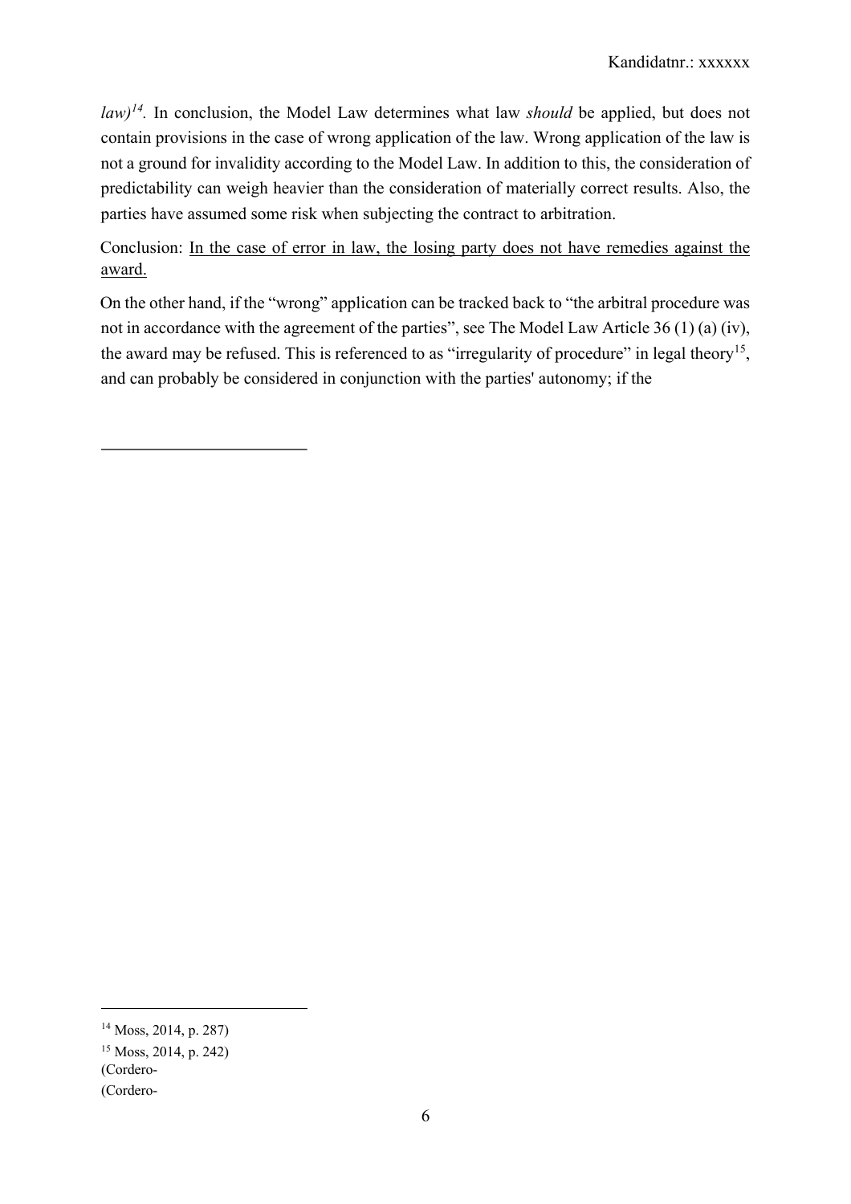*law)*[14]. In conclusion, the Model Law determines what law *should* be applied, but does not contain provisions in the case of wrong application of the law. Wrong application of the law is not a ground for invalidity according to the Model Law. In addition to this, the consideration of predictability can weigh heavier than the consideration of materially correct results. Also, the parties have assumed some risk when subjecting the contract to arbitration.

Conclusion: <u>In the case of error in law, the losing party does not have remedies against the award.</u>

On the other hand, if the "wrong" application can be tracked back to "the arbitral procedure was not in accordance with the agreement of the parties", see The Model Law Article 36 (1) (a) (iv), the award may be refused. This is referenced to as "irregularity of procedure" in legal theory[15], and can probably be considered in conjunction with the parties' autonomy; if the

---

[14] Moss, 2014, p. 287)

[15] Moss, 2014, p. 242)

(Cordero-

(Cordero-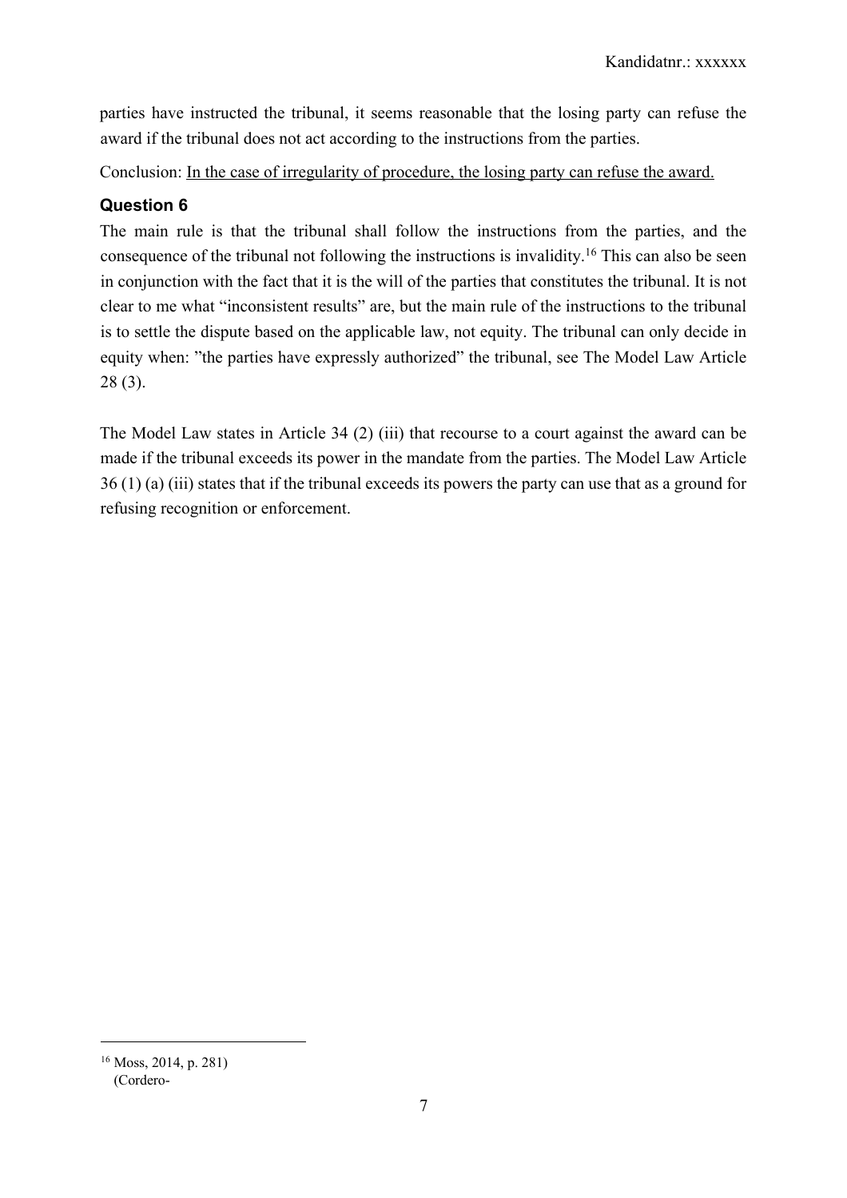parties have instructed the tribunal, it seems reasonable that the losing party can refuse the award if the tribunal does not act according to the instructions from the parties.

Conclusion: <u>In the case of irregularity of procedure, the losing party can refuse the award.</u>

### Question 6

The main rule is that the tribunal shall follow the instructions from the parties, and the consequence of the tribunal not following the instructions is invalidity.[16] This can also be seen in conjunction with the fact that it is the will of the parties that constitutes the tribunal. It is not clear to me what "inconsistent results" are, but the main rule of the instructions to the tribunal is to settle the dispute based on the applicable law, not equity. The tribunal can only decide in equity when: "the parties have expressly authorized" the tribunal, see The Model Law Article 28 (3).

The Model Law states in Article 34 (2) (iii) that recourse to a court against the award can be made if the tribunal exceeds its power in the mandate from the parties. The Model Law Article 36 (1) (a) (iii) states that if the tribunal exceeds its powers the party can use that as a ground for refusing recognition or enforcement.

---

[16] Moss, 2014, p. 281)
(Cordero-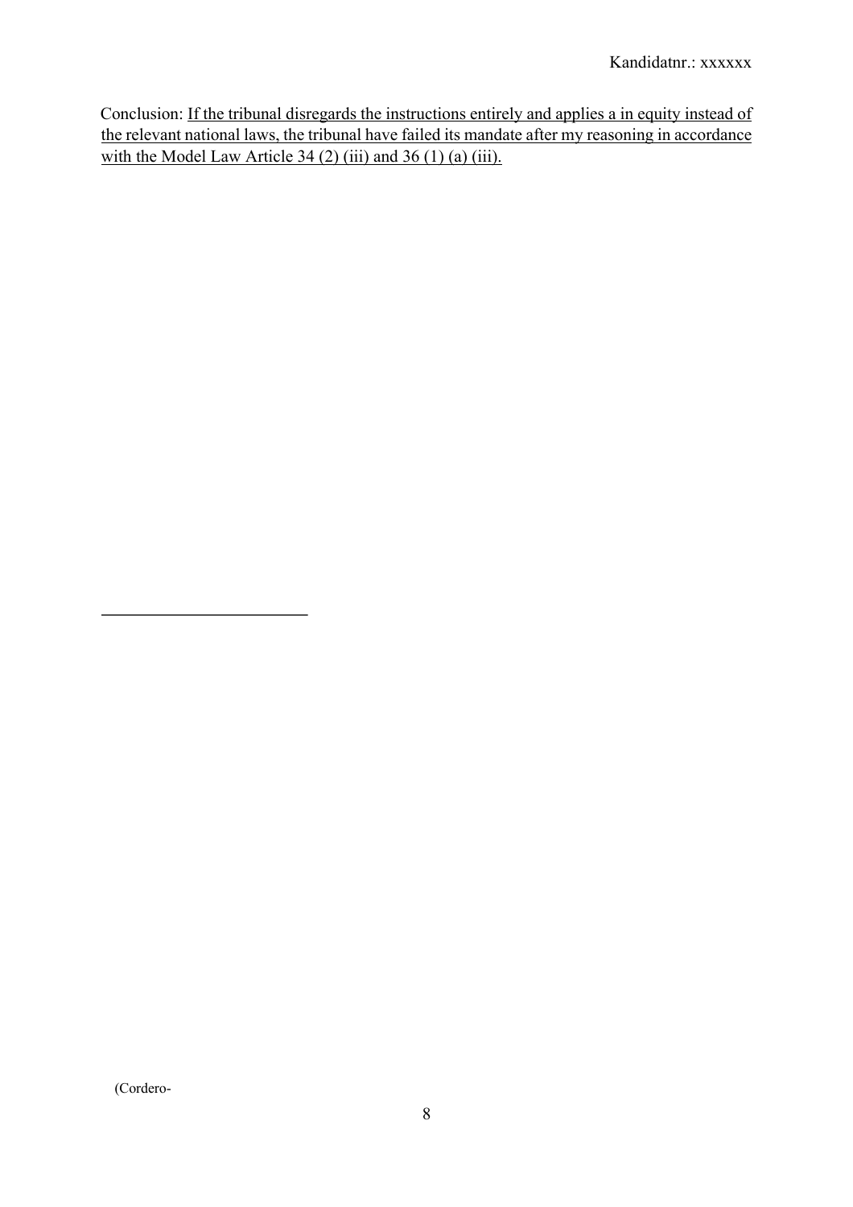Conclusion: <u>If the tribunal disregards the instructions entirely and applies a in equity instead of the relevant national laws, the tribunal have failed its mandate after my reasoning in accordance with the Model Law Article 34 (2) (iii) and 36 (1) (a) (iii).</u>

---

(Cordero-